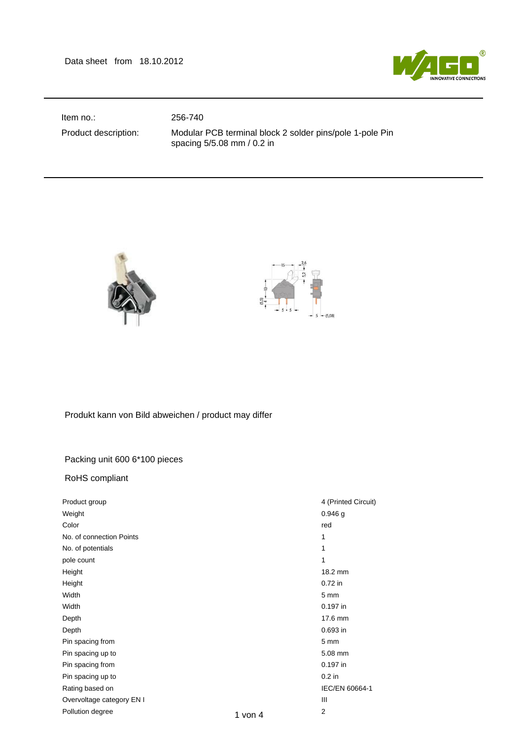Data sheet from 18.10.2012

| | |
|---|---|
| Item no.: | 256-740 |
| Product description: | Modular PCB terminal block 2 solder pins/pole 1-pole Pin spacing 5/5.08 mm / 0.2 in |

Produkt kann von Bild abweichen / product may differ

Packing unit 600 6*100 pieces

RoHS compliant

| | |
|---|---|
| Product group | 4 (Printed Circuit) |
| Weight | 0.946 g |
| Color | red |
| No. of connection Points | 1 |
| No. of potentials | 1 |
| pole count | 1 |
| Height | 18.2 mm |
| Height | 0.72 in |
| Width | 5 mm |
| Width | 0.197 in |
| Depth | 17.6 mm |
| Depth | 0.693 in |
| Pin spacing from | 5 mm |
| Pin spacing up to | 5.08 mm |
| Pin spacing from | 0.197 in |
| Pin spacing up to | 0.2 in |
| Rating based on | IEC/EN 60664-1 |
| Overvoltage category EN I | III |
| Pollution degree | 2 |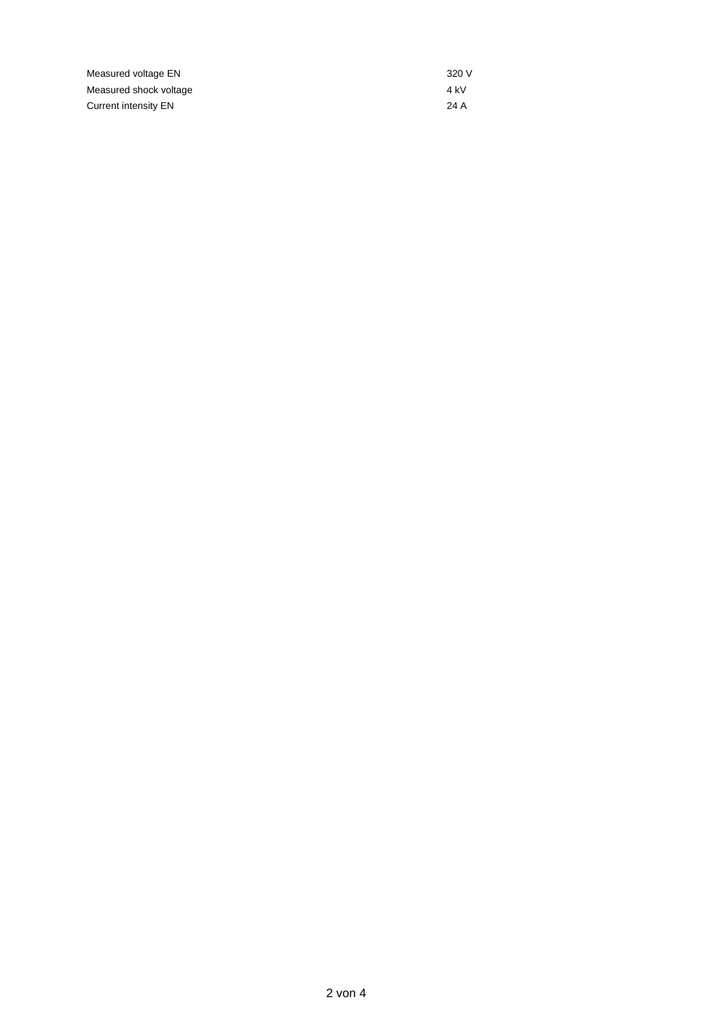| | |
|---|---|
| Measured voltage EN | 320 V |
| Measured shock voltage | 4 kV |
| Current intensity EN | 24 A |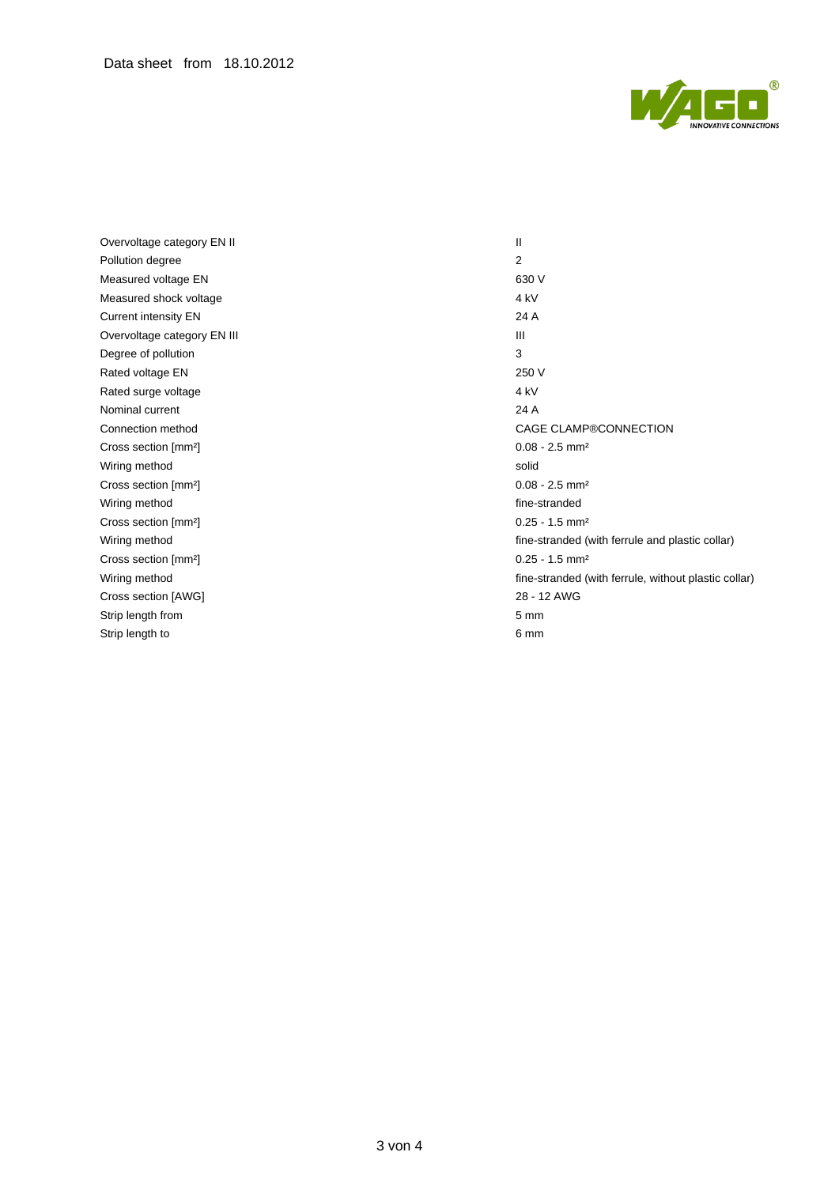Data sheet from 18.10.2012

| | |
|---|---|
| Overvoltage category EN II | II |
| Pollution degree | 2 |
| Measured voltage EN | 630 V |
| Measured shock voltage | 4 kV |
| Current intensity EN | 24 A |
| Overvoltage category EN III | III |
| Degree of pollution | 3 |
| Rated voltage EN | 250 V |
| Rated surge voltage | 4 kV |
| Nominal current | 24 A |
| Connection method | CAGE CLAMP®CONNECTION |
| Cross section [mm²] | 0.08 - 2.5 mm² |
| Wiring method | solid |
| Cross section [mm²] | 0.08 - 2.5 mm² |
| Wiring method | fine-stranded |
| Cross section [mm²] | 0.25 - 1.5 mm² |
| Wiring method | fine-stranded (with ferrule and plastic collar) |
| Cross section [mm²] | 0.25 - 1.5 mm² |
| Wiring method | fine-stranded (with ferrule, without plastic collar) |
| Cross section [AWG] | 28 - 12 AWG |
| Strip length from | 5 mm |
| Strip length to | 6 mm |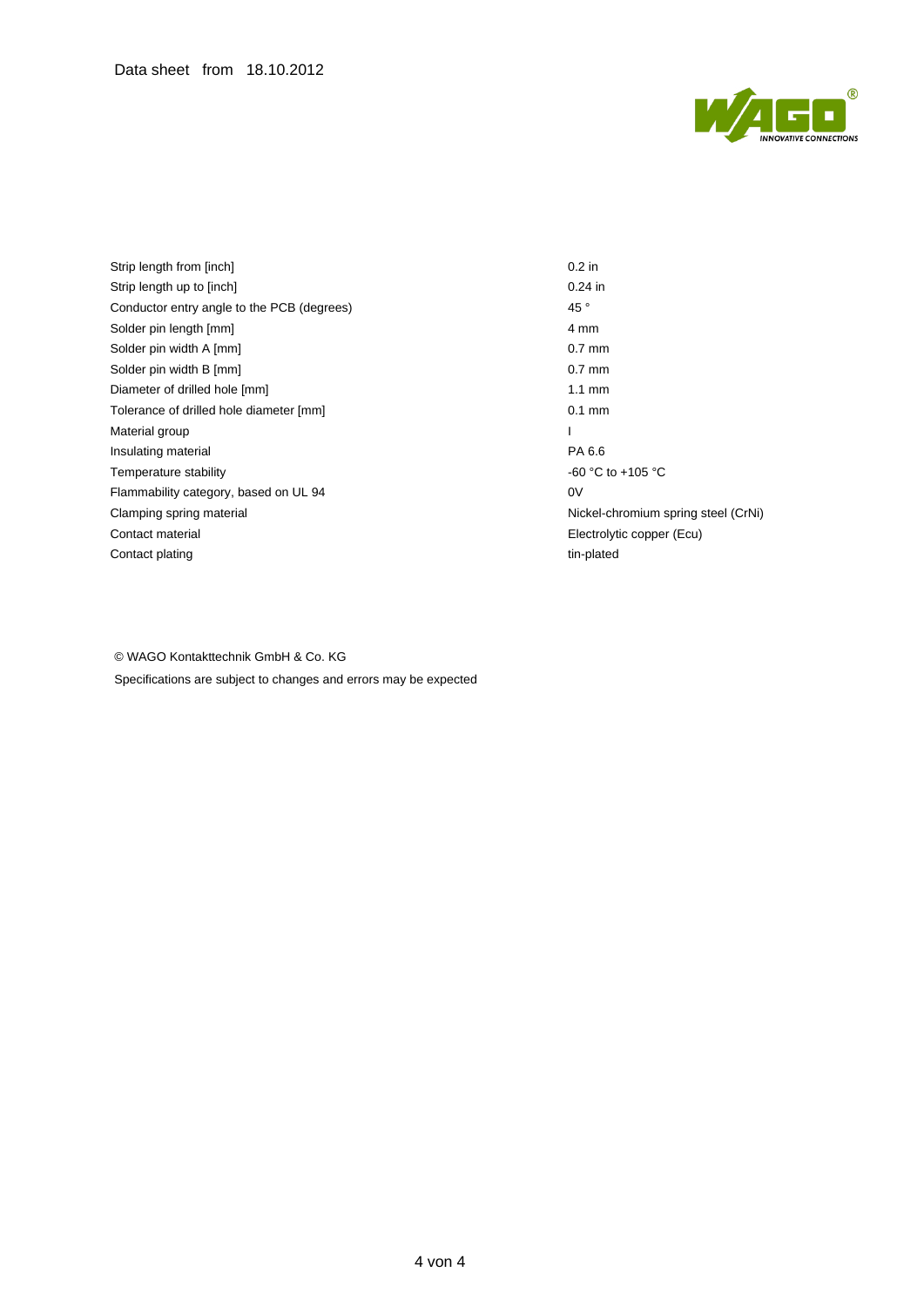| | |
|---|---|
| Strip length from [inch] | 0.2 in |
| Strip length up to [inch] | 0.24 in |
| Conductor entry angle to the PCB (degrees) | 45 ° |
| Solder pin length [mm] | 4 mm |
| Solder pin width A [mm] | 0.7 mm |
| Solder pin width B [mm] | 0.7 mm |
| Diameter of drilled hole [mm] | 1.1 mm |
| Tolerance of drilled hole diameter [mm] | 0.1 mm |
| Material group | I |
| Insulating material | PA 6.6 |
| Temperature stability | -60 °C to +105 °C |
| Flammability category, based on UL 94 | 0V |
| Clamping spring material | Nickel-chromium spring steel (CrNi) |
| Contact material | Electrolytic copper (Ecu) |
| Contact plating | tin-plated |

© WAGO Kontakttechnik GmbH & Co. KG

Specifications are subject to changes and errors may be expected